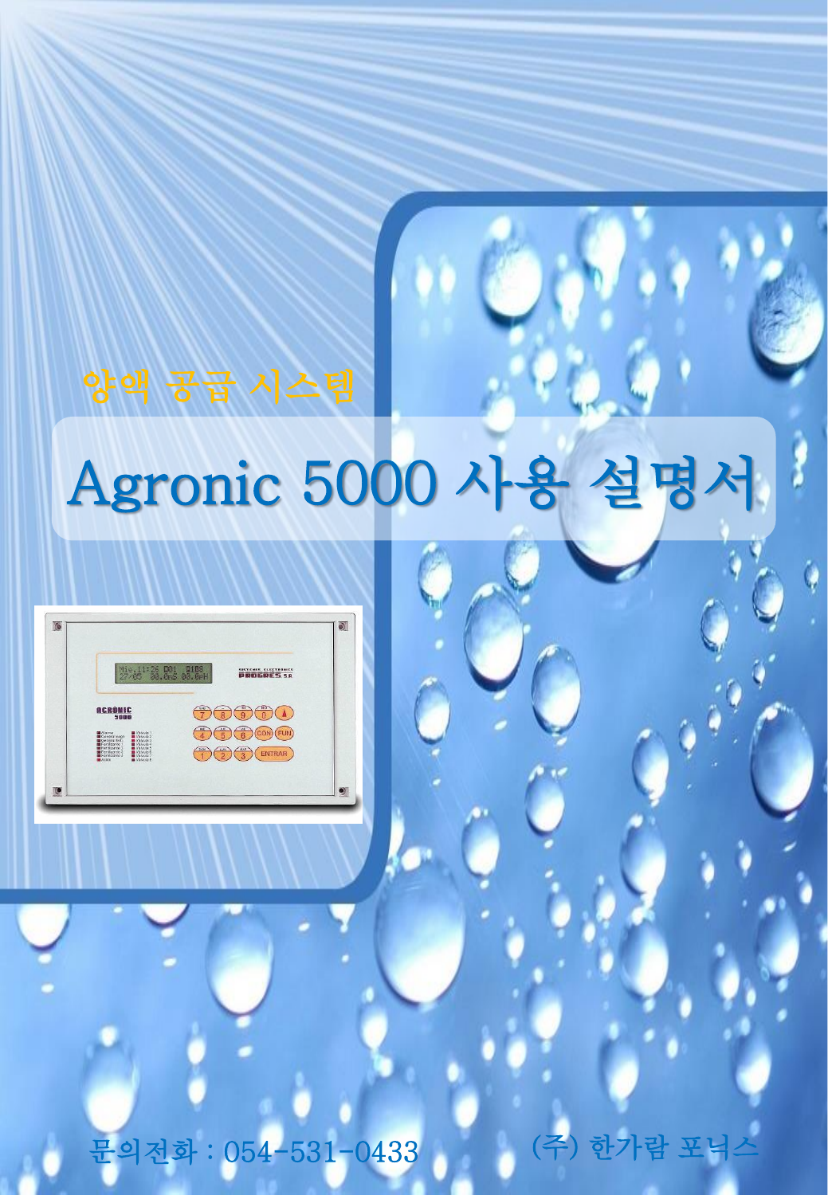양액 공급 시스템

# Agronic 5000 사용 설명서

문의전화 : 054-531-0433

(주) 한가람 포닉스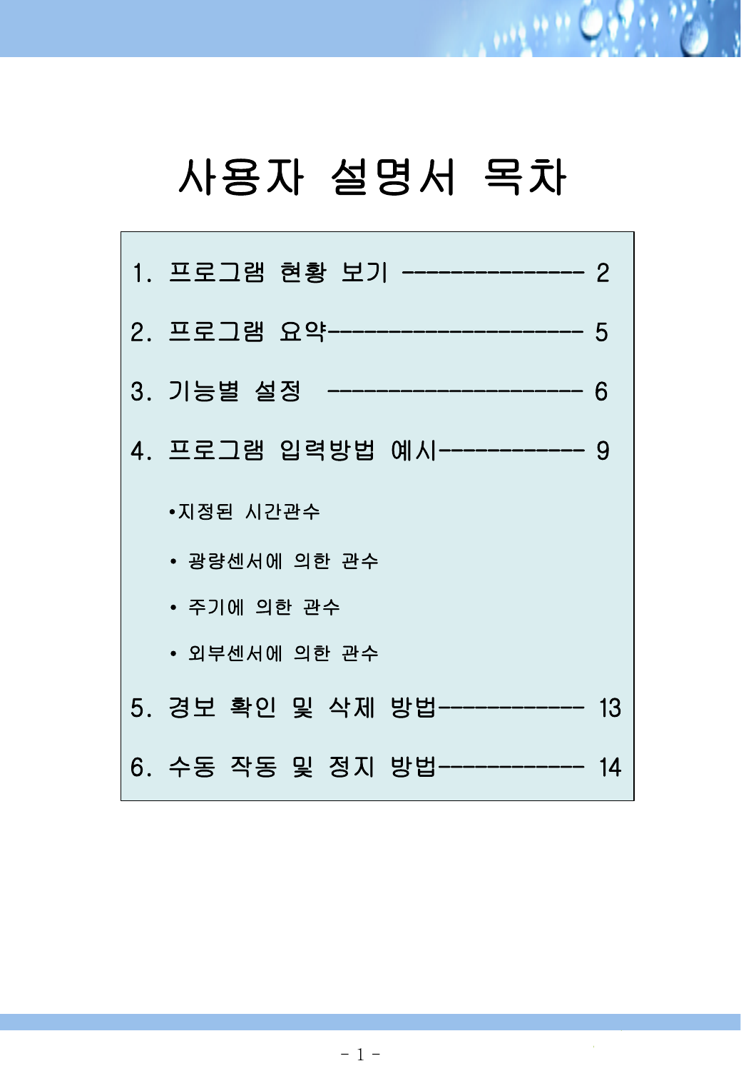# 사용자 설명서 목차

1. 프로그램 현황 보기 --------------- 2

2. 프로그램 요약--------------------- 5

3. 기능별 설정 --------------------- 6

4. 프로그램 입력방법 예시------------ 9

   - 지정된 시간관수
   - 광량센서에 의한 관수
   - 주기에 의한 관수
   - 외부센서에 의한 관수

5. 경보 확인 및 삭제 방법------------ 13

6. 수동 작동 및 정지 방법------------ 14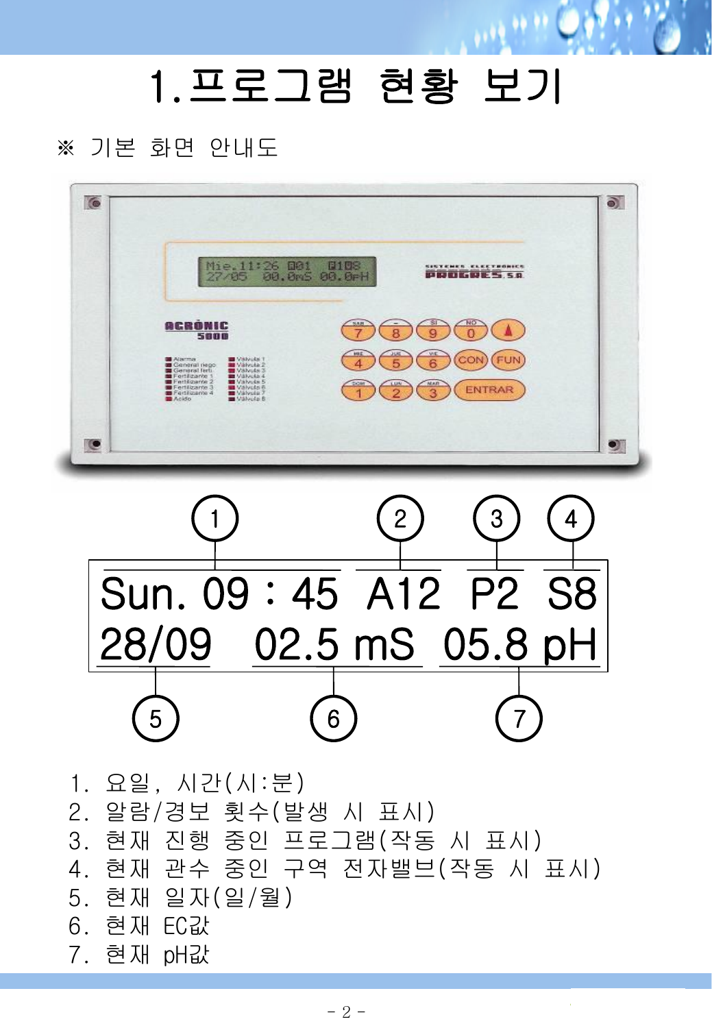# 1.프로그램 현황 보기

※ 기본 화면 안내도

```
Sun. 09 : 45  A12  P2  S8
28/09   02.5 mS  05.8 pH
```

1. 요일, 시간(시:분)
2. 알람/경보 횟수(발생 시 표시)
3. 현재 진행 중인 프로그램(작동 시 표시)
4. 현재 관수 중인 구역 전자밸브(작동 시 표시)
5. 현재 일자(일/월)
6. 현재 EC값
7. 현재 pH값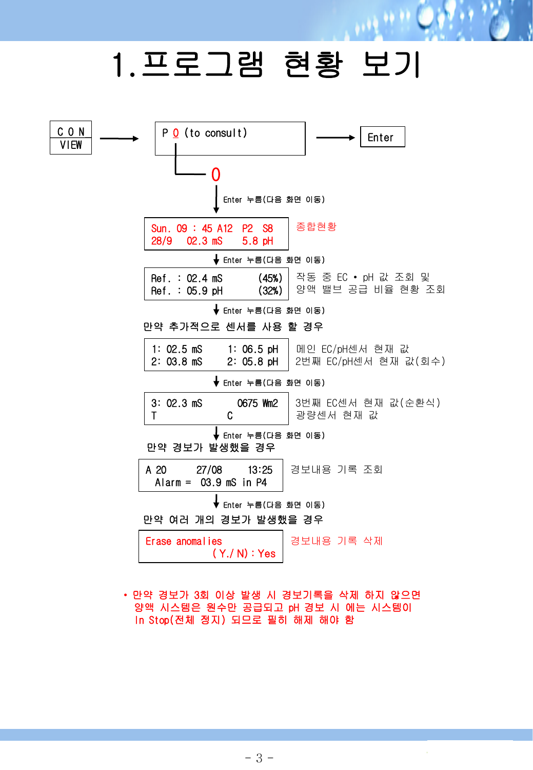# 1.프로그램 현황 보기

CON VIEW → P 0 (to consult) → Enter

0

↓ Enter 누름(다음 화면 이동)

```
Sun. 09 : 45 A12  P2  S8
28/9   02.3 mS    5.8 pH
```

종합현황

↓ Enter 누름(다음 화면 이동)

```
Ref. : 02.4 mS       (45%)
Ref. : 05.9 pH       (32%)
```

작동 중 EC • pH 값 조회 및 양액 밸브 공급 비율 현황 조회

↓ Enter 누름(다음 화면 이동)

만약 추가적으로 센서를 사용 할 경우

```
1: 02.5 mS      1: 06.5 pH
2: 03.8 mS      2: 05.8 pH
```

메인 EC/pH센서 현재 값
2번째 EC/pH센서 현재 값(회수)

↓ Enter 누름(다음 화면 이동)

```
3: 02.3 mS        0675 Wm2
T                 C
```

3번째 EC센서 현재 값(순환식)
광량센서 현재 값

↓ Enter 누름(다음 화면 이동)

만약 경보가 발생했을 경우

```
A 20      27/08      13:25
  Alarm =  03.9 mS  in P4
```

경보내용 기록 조회

↓ Enter 누름(다음 화면 이동)

만약 여러 개의 경보가 발생했을 경우

```
Erase anomalies
              (Y./N) : Yes
```

경보내용 기록 삭제

- 만약 경보가 3회 이상 발생 시 경보기록을 삭제 하지 않으면 양액 시스템은 원수만 공급되고 pH 경보 시 에는 시스템이 In Stop(전체 정지) 되므로 필히 해제 해야 함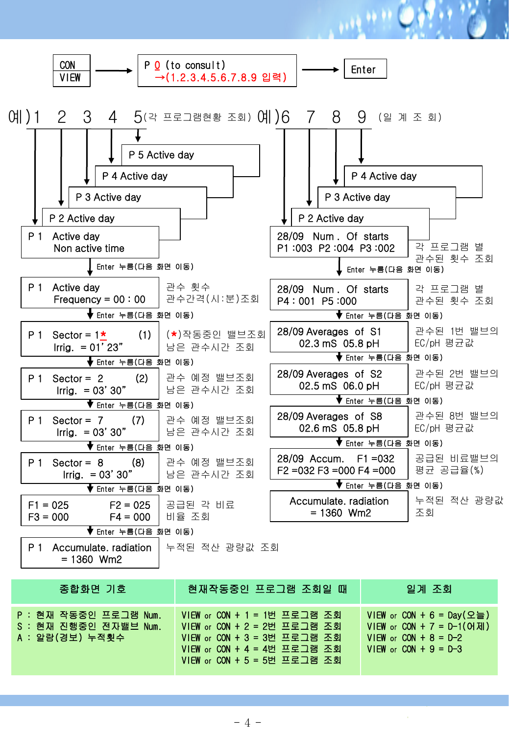CON / VIEW → P 0 (to consult) →(1.2.3.4.5.6.7.8.9 입력) → Enter

예)1 2 3 4 5(각 프로그램현황 조회) 예)6 7 8 9 (일 계 조 회)

P 5 Active day

P 4 Active day

P 3 Active day

P 2 Active day

| 화면 | 설명 |
|---|---|
| P 1 Active day<br>Non active time | |
| ↓ Enter 누름(다음 화면 이동) | |
| P 1 Active day<br>Frequency = 00 : 00 | 관수 횟수<br>관수간격(시:분)조회 |
| ↓ Enter 누름(다음 화면 이동) | |
| P 1 Sector = 1* (1)<br>Irrig. = 01' 23" | (*)작동중인 밸브조회<br>남은 관수시간 조회 |
| ↓ Enter 누름(다음 화면 이동) | |
| P 1 Sector = 2 (2)<br>Irrig. = 03' 30" | 관수 예정 밸브조회<br>남은 관수시간 조회 |
| ↓ Enter 누름(다음 화면 이동) | |
| P 1 Sector = 7 (7)<br>Irrig. = 03' 30" | 관수 예정 밸브조회<br>남은 관수시간 조회 |
| ↓ Enter 누름(다음 화면 이동) | |
| P 1 Sector = 8 (8)<br>Irrig. = 03' 30" | 관수 예정 밸브조회<br>남은 관수시간 조회 |
| ↓ Enter 누름(다음 화면 이동) | |
| F1 = 025 F2 = 025<br>F3 = 000 F4 = 000 | 공급된 각 비료<br>비율 조회 |
| ↓ Enter 누름(다음 화면 이동) | |
| P 1 Accumulate. radiation<br>= 1360 Wm2 | 누적된 적산 광량값 조회 |

P 4 Active day

P 3 Active day

P 2 Active day

| 화면 | 설명 |
|---|---|
| 28/09 Num . Of starts<br>P1 :003 P2 :004 P3 :002 | 각 프로그램 별<br>관수된 횟수 조회 |
| ↓ Enter 누름(다음 화면 이동) | |
| 28/09 Num . Of starts<br>P4 : 001 P5 :000 | 각 프로그램 별<br>관수된 횟수 조회 |
| ↓ Enter 누름(다음 화면 이동) | |
| 28/09 Averages of S1<br>02.3 mS 05.8 pH | 관수된 1번 밸브의<br>EC/pH 평균값 |
| ↓ Enter 누름(다음 화면 이동) | |
| 28/09 Averages of S2<br>02.5 mS 06.0 pH | 관수된 2번 밸브의<br>EC/pH 평균값 |
| ↓ Enter 누름(다음 화면 이동) | |
| 28/09 Averages of S8<br>02.6 mS 05.8 pH | 관수된 8번 밸브의<br>EC/pH 평균값 |
| ↓ Enter 누름(다음 화면 이동) | |
| 28/09 Accum. F1 =032<br>F2 =032 F3 =000 F4 =000 | 공급된 비료밸브의<br>평균 공급율(%) |
| ↓ Enter 누름(다음 화면 이동) | |
| Accumulate. radiation<br>= 1360 Wm2 | 누적된 적산 광량값<br>조회 |

| 종합화면 기호 | 현재작동중인 프로그램 조회일 때 | 일계 조회 |
|---|---|---|
| P : 현재 작동중인 프로그램 Num.<br>S : 현재 진행중인 전자밸브 Num.<br>A : 알람(경보) 누적횟수 | VIEW or CON + 1 = 1번 프로그램 조회<br>VIEW or CON + 2 = 2번 프로그램 조회<br>VIEW or CON + 3 = 3번 프로그램 조회<br>VIEW or CON + 4 = 4번 프로그램 조회<br>VIEW or CON + 5 = 5번 프로그램 조회 | VIEW or CON + 6 = Day(오늘)<br>VIEW or CON + 7 = D-1(어제)<br>VIEW or CON + 8 = D-2<br>VIEW or CON + 9 = D-3 |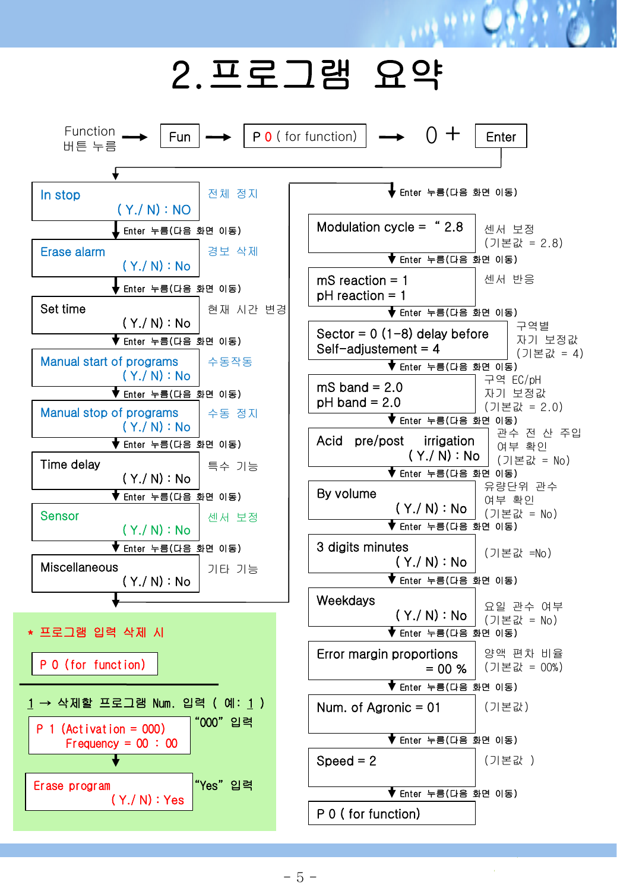# 2.프로그램 요약

Function 버튼 누름 → Fun → P 0 ( for function) → 0 + Enter

| 화면 | 설명 |
|---|---|
| In stop ( Y./ N) : NO | 전체 정지 |
| Enter 누름(다음 화면 이동) | |
| Erase alarm ( Y./ N) : No | 경보 삭제 |
| Enter 누름(다음 화면 이동) | |
| Set time ( Y./ N) : No | 현재 시간 변경 |
| Enter 누름(다음 화면 이동) | |
| Manual start of programs ( Y./ N) : No | 수동작동 |
| Enter 누름(다음 화면 이동) | |
| Manual stop of programs ( Y./ N) : No | 수동 정지 |
| Enter 누름(다음 화면 이동) | |
| Time delay ( Y./ N) : No | 특수 기능 |
| Enter 누름(다음 화면 이동) | |
| Sensor ( Y./ N) : No | 센서 보정 |
| Enter 누름(다음 화면 이동) | |
| Miscellaneous ( Y./ N) : No | 기타 기능 |
| Enter 누름(다음 화면 이동) | |
| Modulation cycle = " 2.8 | 센서 보정 (기본값 = 2.8) |
| Enter 누름(다음 화면 이동) | |
| mS reaction = 1<br>pH reaction = 1 | 센서 반응 |
| Enter 누름(다음 화면 이동) | |
| Sector = 0 (1-8) delay before Self-adjustement = 4 | 구역별 자기 보정값 (기본값 = 4) |
| Enter 누름(다음 화면 이동) | |
| mS band = 2.0<br>pH band = 2.0 | 구역 EC/pH 자기 보정값 (기본값 = 2.0) |
| Enter 누름(다음 화면 이동) | |
| Acid pre/post irrigation ( Y./ N) : No | 관수 전 산 주입 여부 확인 (기본값 = No) |
| Enter 누름(다음 화면 이동) | |
| By volume ( Y./ N) : No | 유량단위 관수 여부 확인 (기본값 = No) |
| Enter 누름(다음 화면 이동) | |
| 3 digits minutes ( Y./ N) : No | (기본값 =No) |
| Enter 누름(다음 화면 이동) | |
| Weekdays ( Y./ N) : No | 요일 관수 여부 (기본값 = No) |
| Enter 누름(다음 화면 이동) | |
| Error margin proportions = 00 % | 양액 편차 비율 (기본값 = 00%) |
| Enter 누름(다음 화면 이동) | |
| Num. of Agronic = 01 | (기본값) |
| Enter 누름(다음 화면 이동) | |
| Speed = 2 | (기본값 ) |
| Enter 누름(다음 화면 이동) | |
| P 0 ( for function) | |

## * 프로그램 입력 삭제 시

P 0 (for function)

1 → 삭제할 프로그램 Num. 입력 ( 예: 1 )

P 1 (Activation = 000) Frequency = 00 : 00 — "000" 입력

↓

Erase program ( Y./ N) : Yes — "Yes" 입력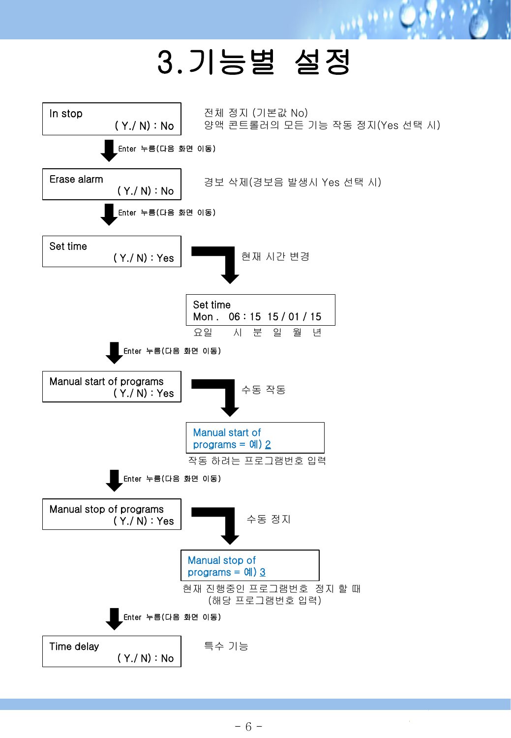# 3.기능별 설정

```
In stop
          ( Y./ N) : No
```

전체 정지 (기본값 No)
양액 콘트롤러의 모든 기능 작동 정지(Yes 선택 시)

↓ Enter 누름(다음 화면 이동)

```
Erase alarm
          ( Y./ N) : No
```

경보 삭제(경보음 발생시 Yes 선택 시)

↓ Enter 누름(다음 화면 이동)

```
Set time
          ( Y./ N) : Yes
```

→ 현재 시간 변경

```
Set time
Mon .   06 : 15   15 / 01 / 15
```

요일 시 분 일 월 년

↓ Enter 누름(다음 화면 이동)

```
Manual start of programs
          ( Y./ N) : Yes
```

→ 수동 작동

```
Manual start of
programs = 예) 2
```

작동 하려는 프로그램번호 입력

↓ Enter 누름(다음 화면 이동)

```
Manual stop of programs
          ( Y./ N) : Yes
```

→ 수동 정지

```
Manual stop of
programs = 예) 3
```

현재 진행중인 프로그램번호 정지 할 때
(해당 프로그램번호 입력)

↓ Enter 누름(다음 화면 이동)

```
Time delay
          ( Y./ N) : No
```

특수 기능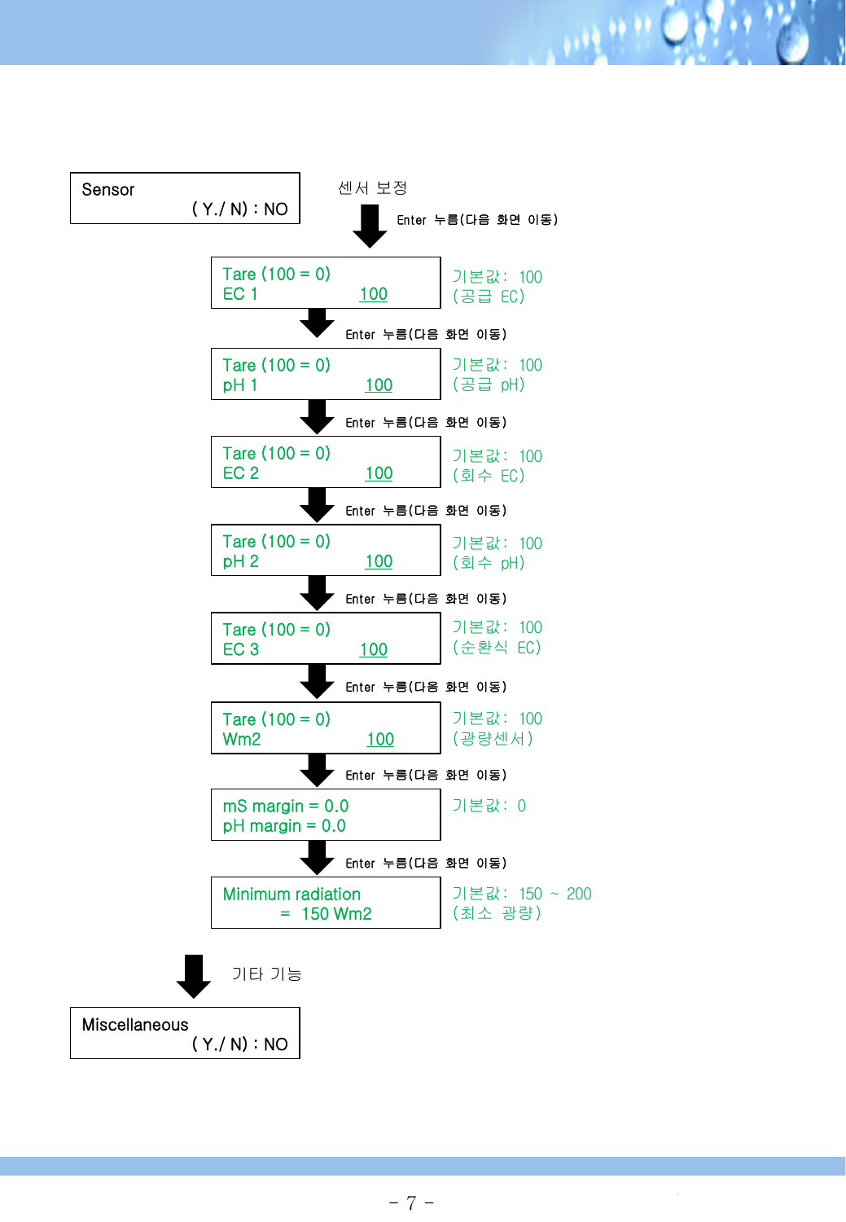```
Sensor
        ( Y./ N) : NO
```

센서 보정

↓ Enter 누름(다음 화면 이동)

```
Tare (100 = 0)
EC 1          100
```

기본값: 100
(공급 EC)

↓ Enter 누름(다음 화면 이동)

```
Tare (100 = 0)
pH 1          100
```

기본값: 100
(공급 pH)

↓ Enter 누름(다음 화면 이동)

```
Tare (100 = 0)
EC 2          100
```

기본값: 100
(회수 EC)

↓ Enter 누름(다음 화면 이동)

```
Tare (100 = 0)
pH 2          100
```

기본값: 100
(회수 pH)

↓ Enter 누름(다음 화면 이동)

```
Tare (100 = 0)
EC 3          100
```

기본값: 100
(순환식 EC)

↓ Enter 누름(다음 화면 이동)

```
Tare (100 = 0)
Wm2           100
```

기본값: 100
(광량센서)

↓ Enter 누름(다음 화면 이동)

```
mS margin = 0.0
pH margin = 0.0
```

기본값: 0

↓ Enter 누름(다음 화면 이동)

```
Minimum radiation
    =  150 Wm2
```

기본값: 150 ~ 200
(최소 광량)

↓ 기타 기능

```
Miscellaneous
        ( Y./ N) : NO
```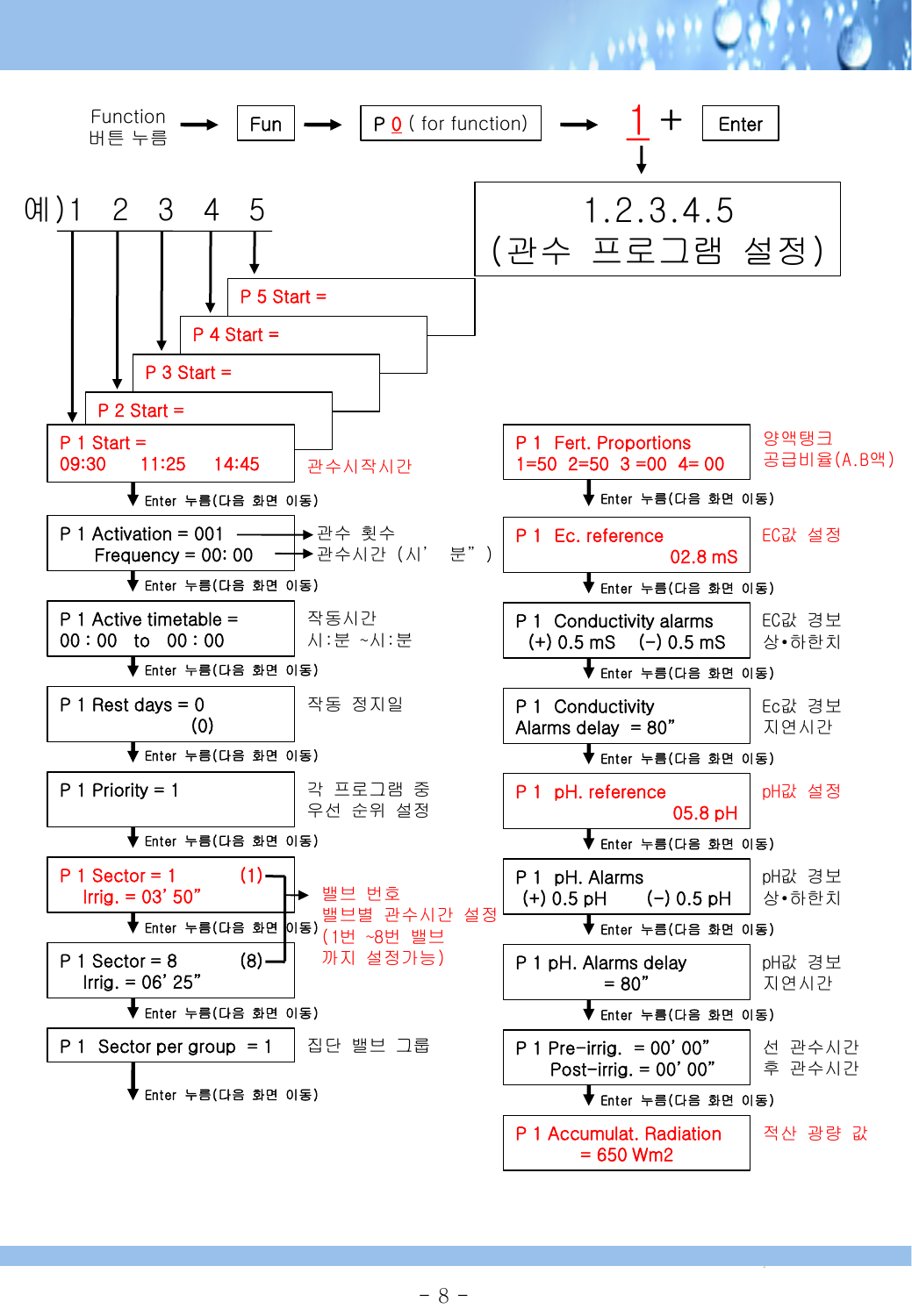Function 버튼 누름 → Fun → P 0 ( for function) → 1 + Enter

↓

**1.2.3.4.5**
**(관수 프로그램 설정)**

예)1 2 3 4 5

P 5 Start =

P 4 Start =

P 3 Start =

P 2 Start =

P 1 Start =
09:30 11:25 14:45 — 관수시작시간

Enter 누름(다음 화면 이동)

P 1 Activation = 001 → 관수 횟수
Frequency = 00: 00 → 관수시간 (시' 분" )

Enter 누름(다음 화면 이동)

P 1 Active timetable =
00 : 00 to 00 : 00 — 작동시간 시:분 ~시:분

Enter 누름(다음 화면 이동)

P 1 Rest days = 0
(0) — 작동 정지일

Enter 누름(다음 화면 이동)

P 1 Priority = 1 — 각 프로그램 중 우선 순위 설정

Enter 누름(다음 화면 이동)

P 1 Sector = 1 (1)
Irrig. = 03' 50"

Enter 누름(다음 화면 이동)

P 1 Sector = 8 (8)
Irrig. = 06' 25"

→ 밸브 번호
밸브별 관수시간 설정
(1번 ~8번 밸브 까지 설정가능)

Enter 누름(다음 화면 이동)

P 1 Sector per group = 1 — 집단 밸브 그룹

Enter 누름(다음 화면 이동)

P 1 Fert. Proportions
1=50 2=50 3 =00 4= 00 — 양액탱크 공급비율(A.B액)

Enter 누름(다음 화면 이동)

P 1 Ec. reference
02.8 mS — EC값 설정

Enter 누름(다음 화면 이동)

P 1 Conductivity alarms
(+) 0.5 mS (–) 0.5 mS — EC값 경보 상•하한치

Enter 누름(다음 화면 이동)

P 1 Conductivity
Alarms delay = 80" — Ec값 경보 지연시간

Enter 누름(다음 화면 이동)

P 1 pH. reference
05.8 pH — pH값 설정

Enter 누름(다음 화면 이동)

P 1 pH. Alarms
(+) 0.5 pH (–) 0.5 pH — pH값 경보 상•하한치

Enter 누름(다음 화면 이동)

P 1 pH. Alarms delay
= 80" — pH값 경보 지연시간

Enter 누름(다음 화면 이동)

P 1 Pre-irrig. = 00' 00"
Post-irrig. = 00' 00" — 선 관수시간 후 관수시간

Enter 누름(다음 화면 이동)

P 1 Accumulat. Radiation
= 650 Wm2 — 적산 광량 값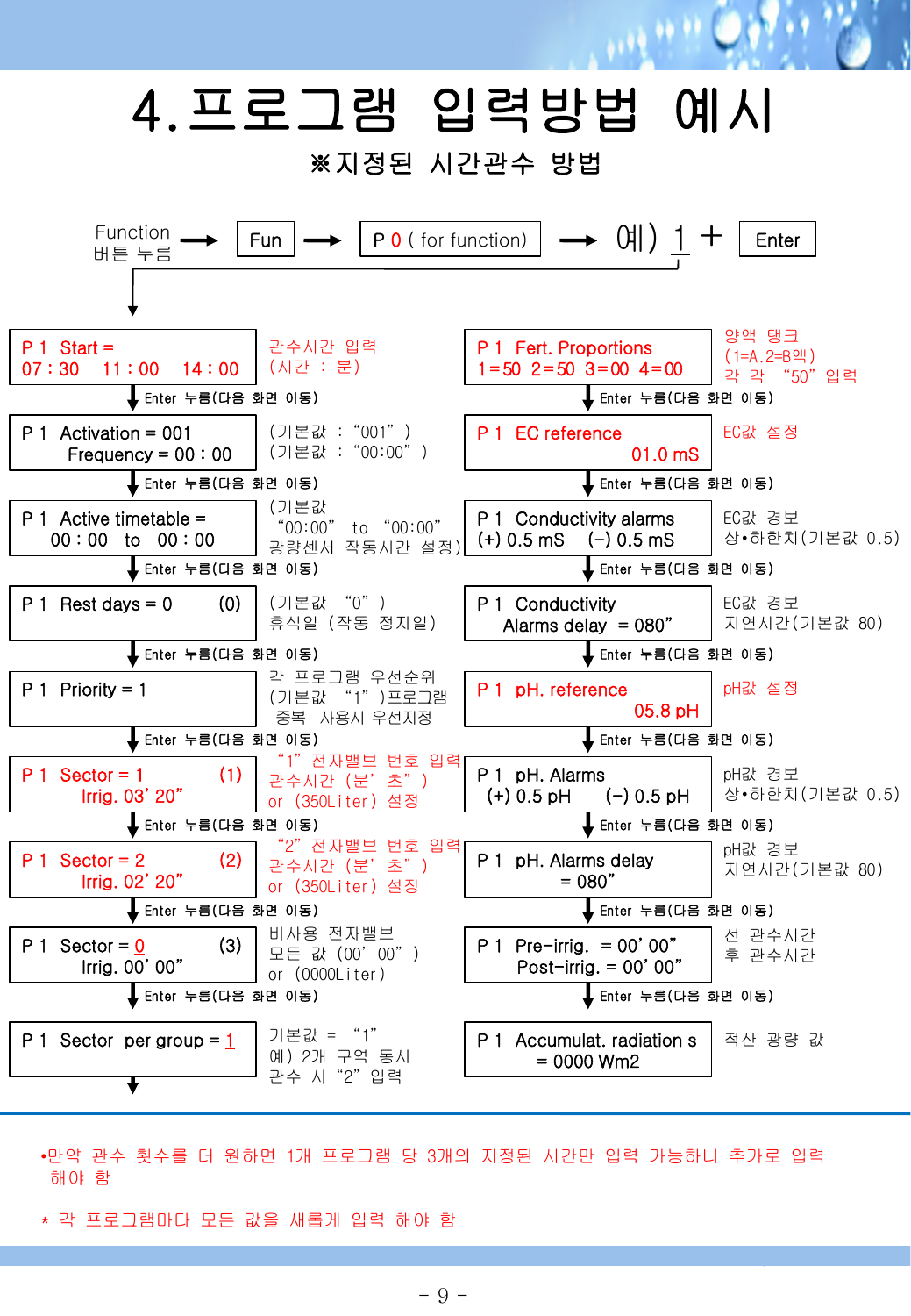# 4.프로그램 입력방법 예시

**※지정된 시간관수 방법**

Function 버튼 누름 → Fun → P 0 ( for function) → 예) 1 + Enter

| 화면 | 설명 |
| --- | --- |
| P 1 Start = 07 : 30 11 : 00 14 : 00 | 관수시간 입력 (시간 : 분) |
| ↓ Enter 누름(다음 화면 이동) | |
| P 1 Activation = 001 Frequency = 00 : 00 | (기본값 : “001” ) (기본값 : “00:00” ) |
| ↓ Enter 누름(다음 화면 이동) | |
| P 1 Active timetable = 00 : 00 to 00 : 00 | (기본값 “00:00” to “00:00” 광량센서 작동시간 설정) |
| ↓ Enter 누름(다음 화면 이동) | |
| P 1 Rest days = 0 (0) | (기본값 “0” ) 휴식일 (작동 정지일) |
| ↓ Enter 누름(다음 화면 이동) | |
| P 1 Priority = 1 | 각 프로그램 우선순위 (기본값 “1” )프로그램 중복 사용시 우선지정 |
| ↓ Enter 누름(다음 화면 이동) | |
| P 1 Sector = 1 (1) Irrig. 03’ 20” | “1” 전자밸브 번호 입력 관수시간 (분’ 초” ) or (350Liter) 설정 |
| ↓ Enter 누름(다음 화면 이동) | |
| P 1 Sector = 2 (2) Irrig. 02’ 20” | “2” 전자밸브 번호 입력 관수시간 (분’ 초” ) or (350Liter) 설정 |
| ↓ Enter 누름(다음 화면 이동) | |
| P 1 Sector = 0 (3) Irrig. 00’ 00” | 비사용 전자밸브 모든 값 (00’ 00” ) or (0000Liter) |
| ↓ Enter 누름(다음 화면 이동) | |
| P 1 Sector per group = 1 | 기본값 = “1” 예) 2개 구역 동시 관수 시 “2” 입력 |

| 화면 | 설명 |
| --- | --- |
| P 1 Fert. Proportions 1=50 2=50 3=00 4=00 | 양액 탱크 (1=A.2=B액) 각 각 “50” 입력 |
| ↓ Enter 누름(다음 화면 이동) | |
| P 1 EC reference 01.0 mS | EC값 설정 |
| ↓ Enter 누름(다음 화면 이동) | |
| P 1 Conductivity alarms (+) 0.5 mS (-) 0.5 mS | EC값 경보 상•하한치(기본값 0.5) |
| ↓ Enter 누름(다음 화면 이동) | |
| P 1 Conductivity Alarms delay = 080” | EC값 경보 지연시간(기본값 80) |
| ↓ Enter 누름(다음 화면 이동) | |
| P 1 pH. reference 05.8 pH | pH값 설정 |
| ↓ Enter 누름(다음 화면 이동) | |
| P 1 pH. Alarms (+) 0.5 pH (-) 0.5 pH | pH값 경보 상•하한치(기본값 0.5) |
| ↓ Enter 누름(다음 화면 이동) | |
| P 1 pH. Alarms delay = 080” | pH값 경보 지연시간(기본값 80) |
| ↓ Enter 누름(다음 화면 이동) | |
| P 1 Pre-irrig. = 00’ 00” Post-irrig. = 00’ 00” | 선 관수시간 후 관수시간 |
| ↓ Enter 누름(다음 화면 이동) | |
| P 1 Accumulat. radiation s = 0000 Wm2 | 적산 광량 값 |

•만약 관수 횟수를 더 원하면 1개 프로그램 당 3개의 지정된 시간만 입력 가능하니 추가로 입력 해야 함

* 각 프로그램마다 모든 값을 새롭게 입력 해야 함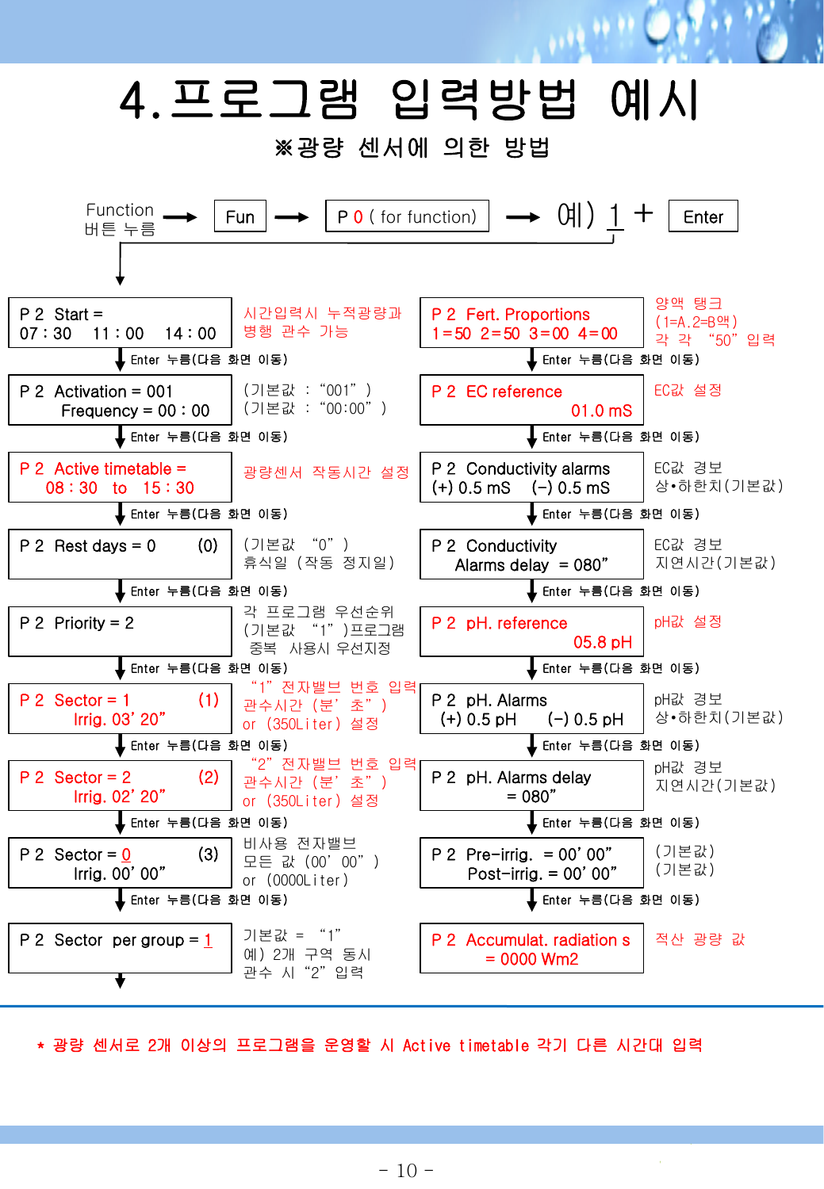# 4.프로그램 입력방법 예시

**※광량 센서에 의한 방법**

Function 버튼 누름 → Fun → P 0 ( for function) → 예) 1 + Enter

| 화면 | 설명 |
|---|---|
| P 2 Start = 07 : 30 11 : 00 14 : 00 | 시간입력시 누적광량과 병행 관수 가능 |
| ↓ Enter 누름(다음 화면 이동) | |
| P 2 Activation = 001 Frequency = 00 : 00 | (기본값 : "001" ) (기본값 : "00:00" ) |
| ↓ Enter 누름(다음 화면 이동) | |
| P 2 Active timetable = 08 : 30 to 15 : 30 | 광량센서 작동시간 설정 |
| ↓ Enter 누름(다음 화면 이동) | |
| P 2 Rest days = 0 (0) | (기본값 "0" ) 휴식일 (작동 정지일) |
| ↓ Enter 누름(다음 화면 이동) | |
| P 2 Priority = 2 | 각 프로그램 우선순위 (기본값 "1" )프로그램 중복 사용시 우선지정 |
| ↓ Enter 누름(다음 화면 이동) | |
| P 2 Sector = 1 (1) Irrig. 03' 20" | "1" 전자밸브 번호 입력 관수시간 (분' 초" ) or (350Liter) 설정 |
| ↓ Enter 누름(다음 화면 이동) | |
| P 2 Sector = 2 (2) Irrig. 02' 20" | "2" 전자밸브 번호 입력 관수시간 (분' 초" ) or (350Liter) 설정 |
| ↓ Enter 누름(다음 화면 이동) | |
| P 2 Sector = 0 (3) Irrig. 00' 00" | 비사용 전자밸브 모든 값 (00' 00" ) or (0000Liter) |
| ↓ Enter 누름(다음 화면 이동) | |
| P 2 Sector per group = 1 | 기본값 = "1" 예) 2개 구역 동시 관수 시 "2" 입력 |
| ↓ | |
| P 2 Fert. Proportions 1=50 2=50 3=00 4=00 | 양액 탱크 (1=A.2=B액) 각 각 "50" 입력 |
| ↓ Enter 누름(다음 화면 이동) | |
| P 2 EC reference 01.0 mS | EC값 설정 |
| ↓ Enter 누름(다음 화면 이동) | |
| P 2 Conductivity alarms (+) 0.5 mS (-) 0.5 mS | EC값 경보 상•하한치(기본값) |
| ↓ Enter 누름(다음 화면 이동) | |
| P 2 Conductivity Alarms delay = 080" | EC값 경보 지연시간(기본값) |
| ↓ Enter 누름(다음 화면 이동) | |
| P 2 pH. reference 05.8 pH | pH값 설정 |
| ↓ Enter 누름(다음 화면 이동) | |
| P 2 pH. Alarms (+) 0.5 pH (-) 0.5 pH | pH값 경보 상•하한치(기본값) |
| ↓ Enter 누름(다음 화면 이동) | |
| P 2 pH. Alarms delay = 080" | pH값 경보 지연시간(기본값) |
| ↓ Enter 누름(다음 화면 이동) | |
| P 2 Pre-irrig. = 00' 00" Post-irrig. = 00' 00" | (기본값) (기본값) |
| ↓ Enter 누름(다음 화면 이동) | |
| P 2 Accumulat. radiation s = 0000 Wm2 | 적산 광량 값 |

* 광량 센서로 2개 이상의 프로그램을 운영할 시 Active timetable 각기 다른 시간대 입력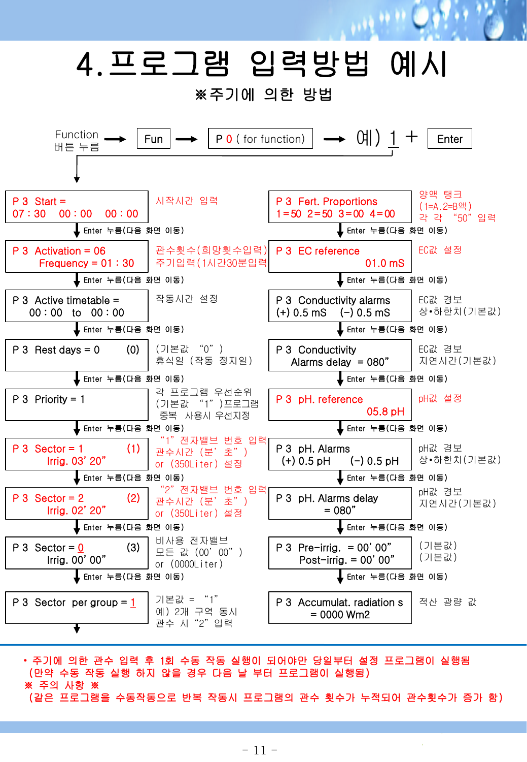# 4.프로그램 입력방법 예시

※주기에 의한 방법

Function 버튼 누름 → Fun → P 0 ( for function) → 예) 1 + Enter

| 화면 | 설명 |
| --- | --- |
| P 3 Start = 07 : 30 00 : 00 00 : 00 | 시작시간 입력 |
| Enter 누름(다음 화면 이동) | |
| P 3 Activation = 06 Frequency = 01 : 30 | 관수횟수(희망횟수입력) 주기입력(1시간30분입력 |
| Enter 누름(다음 화면 이동) | |
| P 3 Active timetable = 00 : 00 to 00 : 00 | 작동시간 설정 |
| Enter 누름(다음 화면 이동) | |
| P 3 Rest days = 0 (0) | (기본값 "0") 휴식일 (작동 정지일) |
| Enter 누름(다음 화면 이동) | |
| P 3 Priority = 1 | 각 프로그램 우선순위 (기본값 "1")프로그램 중복 사용시 우선지정 |
| Enter 누름(다음 화면 이동) | |
| P 3 Sector = 1 (1) Irrig. 03' 20" | "1" 전자밸브 번호 입력 관수시간 (분' 초") or (350Liter) 설정 |
| Enter 누름(다음 화면 이동) | |
| P 3 Sector = 2 (2) Irrig. 02' 20" | "2" 전자밸브 번호 입력 관수시간 (분' 초") or (350Liter) 설정 |
| Enter 누름(다음 화면 이동) | |
| P 3 Sector = 0 (3) Irrig. 00' 00" | 비사용 전자밸브 모든 값 (00' 00") or (0000Liter) |
| Enter 누름(다음 화면 이동) | |
| P 3 Sector per group = 1 | 기본값 = "1" 예) 2개 구역 동시 관수 시 "2" 입력 |

| 화면 | 설명 |
| --- | --- |
| P 3 Fert. Proportions 1=50 2=50 3=00 4=00 | 양액 탱크 (1=A.2=B액) 각 각 "50" 입력 |
| Enter 누름(다음 화면 이동) | |
| P 3 EC reference 01.0 mS | EC값 설정 |
| Enter 누름(다음 화면 이동) | |
| P 3 Conductivity alarms (+) 0.5 mS (-) 0.5 mS | EC값 경보 상•하한치(기본값) |
| Enter 누름(다음 화면 이동) | |
| P 3 Conductivity Alarms delay = 080" | EC값 경보 지연시간(기본값) |
| Enter 누름(다음 화면 이동) | |
| P 3 pH. reference 05.8 pH | pH값 설정 |
| Enter 누름(다음 화면 이동) | |
| P 3 pH. Alarms (+) 0.5 pH (-) 0.5 pH | pH값 경보 상•하한치(기본값) |
| Enter 누름(다음 화면 이동) | |
| P 3 pH. Alarms delay = 080" | pH값 경보 지연시간(기본값) |
| Enter 누름(다음 화면 이동) | |
| P 3 Pre-irrig. = 00' 00" Post-irrig. = 00' 00" | (기본값) (기본값) |
| Enter 누름(다음 화면 이동) | |
| P 3 Accumulat. radiation s = 0000 Wm2 | 적산 광량 값 |

- 주기에 의한 관수 입력 후 1회 수동 작동 실행이 되어야만 당일부터 설정 프로그램이 실행됨 (만약 수동 작동 실행 하지 않을 경우 다음 날 부터 프로그램이 실행됨)

※ 주의 사항 ※
(같은 프로그램을 수동작동으로 반복 작동시 프로그램의 관수 횟수가 누적되어 관수횟수가 증가 함)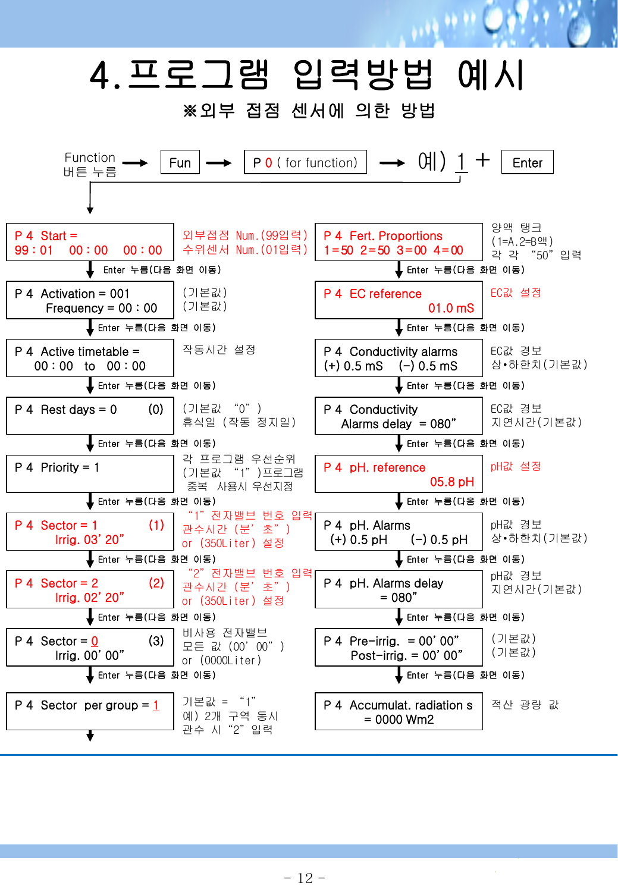# 4.프로그램 입력방법 예시

**※외부 접점 센서에 의한 방법**

Function 버튼 누름 → Fun → P 0 ( for function) → 예) 1 + Enter

| 화면 | 설명 |
|---|---|
| P 4 Start = 99 : 01 00 : 00 00 : 00 | 외부접점 Num.(99입력) 수위센서 Num.(01입력) |
| ↓ Enter 누름(다음 화면 이동) | |
| P 4 Activation = 001 Frequency = 00 : 00 | (기본값) (기본값) |
| ↓ Enter 누름(다음 화면 이동) | |
| P 4 Active timetable = 00 : 00 to 00 : 00 | 작동시간 설정 |
| ↓ Enter 누름(다음 화면 이동) | |
| P 4 Rest days = 0 (0) | (기본값 "0" ) 휴식일 (작동 정지일) |
| ↓ Enter 누름(다음 화면 이동) | |
| P 4 Priority = 1 | 각 프로그램 우선순위 (기본값 "1" )프로그램 중복 사용시 우선지정 |
| ↓ Enter 누름(다음 화면 이동) | |
| P 4 Sector = 1 (1) Irrig. 03' 20" | "1" 전자밸브 번호 입력 관수시간 (분' 초" ) or (350Liter) 설정 |
| ↓ Enter 누름(다음 화면 이동) | |
| P 4 Sector = 2 (2) Irrig. 02' 20" | "2" 전자밸브 번호 입력 관수시간 (분' 초" ) or (350Liter) 설정 |
| ↓ Enter 누름(다음 화면 이동) | |
| P 4 Sector = 0 (3) Irrig. 00' 00" | 비사용 전자밸브 모든 값 (00' 00" ) or (0000Liter) |
| ↓ Enter 누름(다음 화면 이동) | |
| P 4 Sector per group = 1 | 기본값 = "1" 예) 2개 구역 동시 관수 시 "2" 입력 |

| 화면 | 설명 |
|---|---|
| P 4 Fert. Proportions 1=50 2=50 3=00 4=00 | 양액 탱크 (1=A.2=B액) 각 각 "50" 입력 |
| ↓ Enter 누름(다음 화면 이동) | |
| P 4 EC reference 01.0 mS | EC값 설정 |
| ↓ Enter 누름(다음 화면 이동) | |
| P 4 Conductivity alarms (+) 0.5 mS (–) 0.5 mS | EC값 경보 상•하한치(기본값) |
| ↓ Enter 누름(다음 화면 이동) | |
| P 4 Conductivity Alarms delay = 080" | EC값 경보 지연시간(기본값) |
| ↓ Enter 누름(다음 화면 이동) | |
| P 4 pH. reference 05.8 pH | pH값 설정 |
| ↓ Enter 누름(다음 화면 이동) | |
| P 4 pH. Alarms (+) 0.5 pH (–) 0.5 pH | pH값 경보 상•하한치(기본값) |
| ↓ Enter 누름(다음 화면 이동) | |
| P 4 pH. Alarms delay = 080" | pH값 경보 지연시간(기본값) |
| ↓ Enter 누름(다음 화면 이동) | |
| P 4 Pre-irrig. = 00' 00" Post-irrig. = 00' 00" | (기본값) (기본값) |
| ↓ Enter 누름(다음 화면 이동) | |
| P 4 Accumulat. radiation s = 0000 Wm2 | 적산 광량 값 |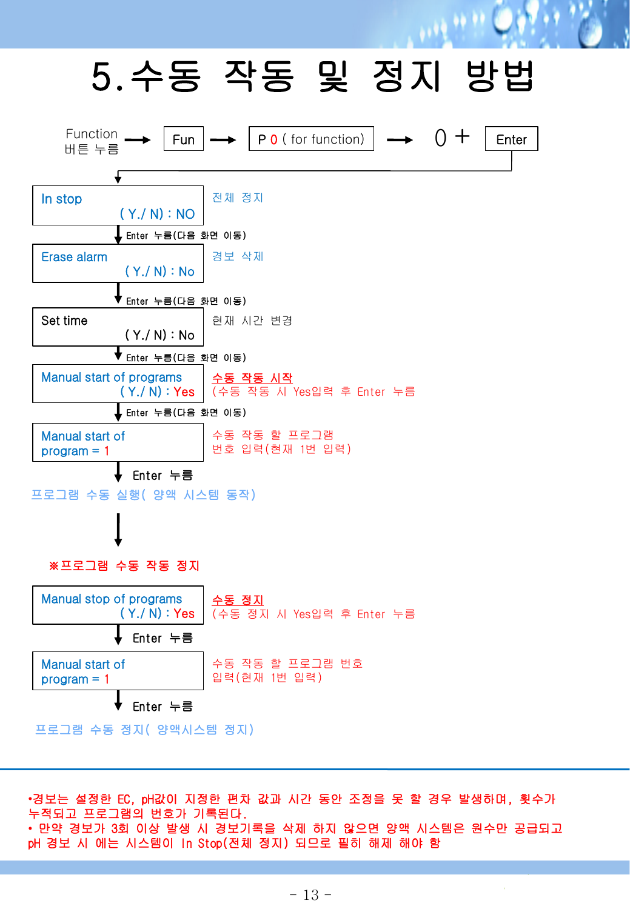# 5.수동 작동 및 정지 방법

Function 버튼 누름 → Fun → P 0 ( for function) → 0 + Enter

↓

| In stop ( Y./ N) : NO | 전체 정지 |
|---|---|

↓ Enter 누름(다음 화면 이동)

| Erase alarm ( Y./ N) : No | 경보 삭제 |
|---|---|

↓ Enter 누름(다음 화면 이동)

| Set time ( Y./ N) : No | 현재 시간 변경 |
|---|---|

↓ Enter 누름(다음 화면 이동)

| Manual start of programs ( Y./ N) : Yes | 수동 작동 시작 (수동 작동 시 Yes입력 후 Enter 누름 |
|---|---|

↓ Enter 누름(다음 화면 이동)

| Manual start of program = 1 | 수동 작동 할 프로그램 번호 입력(현재 1번 입력) |
|---|---|

↓ Enter 누름

프로그램 수동 실행( 양액 시스템 동작)

↓

※프로그램 수동 작동 정지

| Manual stop of programs ( Y./ N) : Yes | 수동 정지 (수동 정지 시 Yes입력 후 Enter 누름 |
|---|---|

↓ Enter 누름

| Manual start of program = 1 | 수동 작동 할 프로그램 번호 입력(현재 1번 입력) |
|---|---|

↓ Enter 누름

프로그램 수동 정지( 양액시스템 정지)

---

- 경보는 설정한 EC, pH값이 지정한 편차 값과 시간 동안 조정을 못 할 경우 발생하며, 횟수가 누적되고 프로그램의 번호가 기록된다.
- 만약 경보가 3회 이상 발생 시 경보기록을 삭제 하지 않으면 양액 시스템은 원수만 공급되고 pH 경보 시 에는 시스템이 In Stop(전체 정지) 되므로 필히 해제 해야 함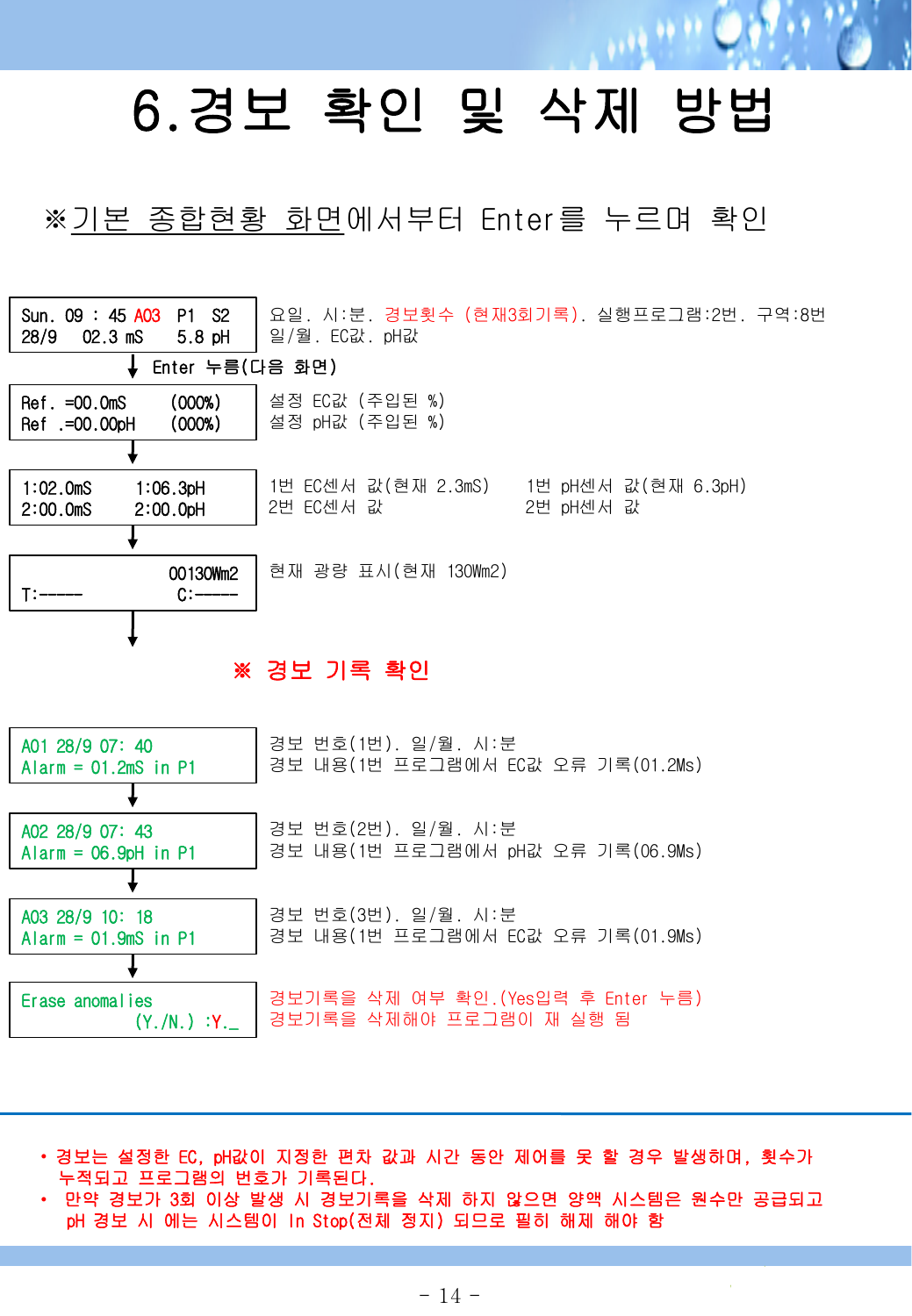# 6.경보 확인 및 삭제 방법

※기본 종합현황 화면에서부터 Enter를 누르며 확인

| 화면 | 설명 |
|---|---|
| Sun. 09 : 45 A03 P1 S2<br>28/9 02.3 mS 5.8 pH | 요일. 시:분. 경보횟수 (현재3회기록). 실행프로그램:2번. 구역:8번<br>일/월. EC값. pH값 |

↓ Enter 누름(다음 화면)

| 화면 | 설명 |
|---|---|
| Ref. =00.0mS (000%)<br>Ref .=00.00pH (000%) | 설정 EC값 (주입된 %)<br>설정 pH값 (주입된 %) |

↓

| 화면 | 설명 |
|---|---|
| 1:02.0mS 1:06.3pH<br>2:00.0mS 2:00.0pH | 1번 EC센서 값(현재 2.3mS) 1번 pH센서 값(현재 6.3pH)<br>2번 EC센서 값 2번 pH센서 값 |

↓

| 화면 | 설명 |
|---|---|
| 00130Wm2<br>T:----- C:----- | 현재 광량 표시(현재 130Wm2) |

↓

**※ 경보 기록 확인**

| 화면 | 설명 |
|---|---|
| A01 28/9 07: 40<br>Alarm = 01.2mS in P1 | 경보 번호(1번). 일/월. 시:분<br>경보 내용(1번 프로그램에서 EC값 오류 기록(01.2Ms) |

↓

| 화면 | 설명 |
|---|---|
| A02 28/9 07: 43<br>Alarm = 06.9pH in P1 | 경보 번호(2번). 일/월. 시:분<br>경보 내용(1번 프로그램에서 pH값 오류 기록(06.9Ms) |

↓

| 화면 | 설명 |
|---|---|
| A03 28/9 10: 18<br>Alarm = 01.9mS in P1 | 경보 번호(3번). 일/월. 시:분<br>경보 내용(1번 프로그램에서 EC값 오류 기록(01.9Ms) |

↓

| 화면 | 설명 |
|---|---|
| Erase anomalies<br>(Y./N.) :Y._ | 경보기록을 삭제 여부 확인.(Yes입력 후 Enter 누름)<br>경보기록을 삭제해야 프로그램이 재 실행 됨 |

- 경보는 설정한 EC, pH값이 지정한 편차 값과 시간 동안 제어를 못 할 경우 발생하며, 횟수가 누적되고 프로그램의 번호가 기록된다.
- 만약 경보가 3회 이상 발생 시 경보기록을 삭제 하지 않으면 양액 시스템은 원수만 공급되고 pH 경보 시 에는 시스템이 In Stop(전체 정지) 되므로 필히 해제 해야 함